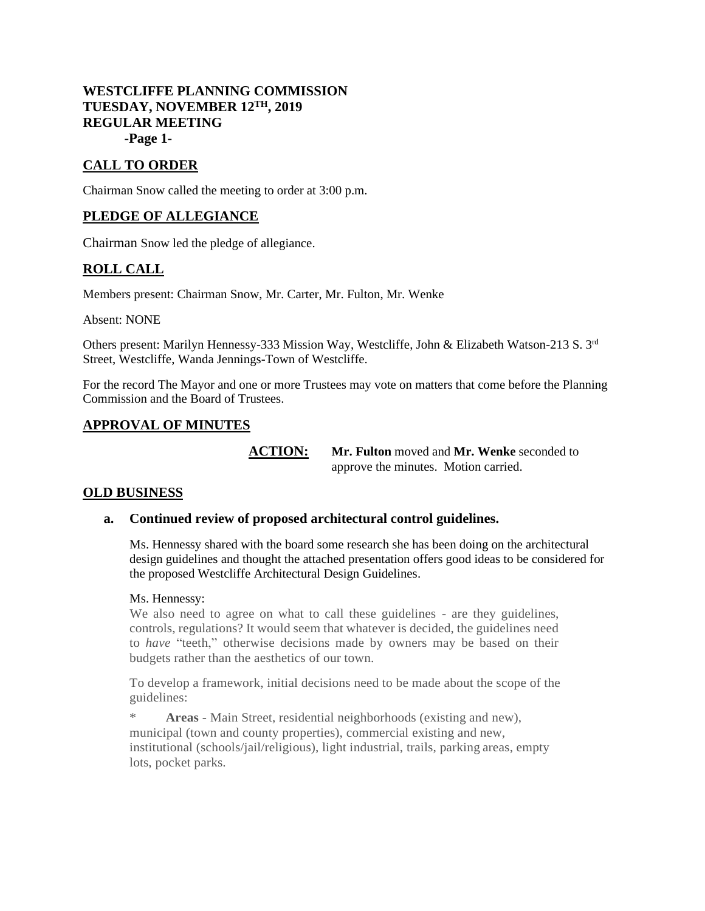# WESTCLIFFE PLANNING COMMISSION
# TUESDAY, NOVEMBER 12TH, 2019
# REGULAR MEETING

## CALL TO ORDER

Chairman Snow called the meeting to order at 3:00 p.m.

## PLEDGE OF ALLEGIANCE

Chairman Snow led the pledge of allegiance.

## ROLL CALL

Members present: Chairman Snow, Mr. Carter, Mr. Fulton, Mr. Wenke

Absent: NONE

Others present: Marilyn Hennessy-333 Mission Way, Westcliffe, John & Elizabeth Watson-213 S. 3rd Street, Westcliffe, Wanda Jennings-Town of Westcliffe.

For the record The Mayor and one or more Trustees may vote on matters that come before the Planning Commission and the Board of Trustees.

## APPROVAL OF MINUTES

**ACTION:** **Mr. Fulton** moved and **Mr. Wenke** seconded to approve the minutes. Motion carried.

## OLD BUSINESS

### a. Continued review of proposed architectural control guidelines.

Ms. Hennessy shared with the board some research she has been doing on the architectural design guidelines and thought the attached presentation offers good ideas to be considered for the proposed Westcliffe Architectural Design Guidelines.

Ms. Hennessy:

We also need to agree on what to call these guidelines - are they guidelines, controls, regulations? It would seem that whatever is decided, the guidelines need to *have* "teeth," otherwise decisions made by owners may be based on their budgets rather than the aesthetics of our town.

To develop a framework, initial decisions need to be made about the scope of the guidelines:

* **Areas** - Main Street, residential neighborhoods (existing and new), municipal (town and county properties), commercial existing and new, institutional (schools/jail/religious), light industrial, trails, parking areas, empty lots, pocket parks.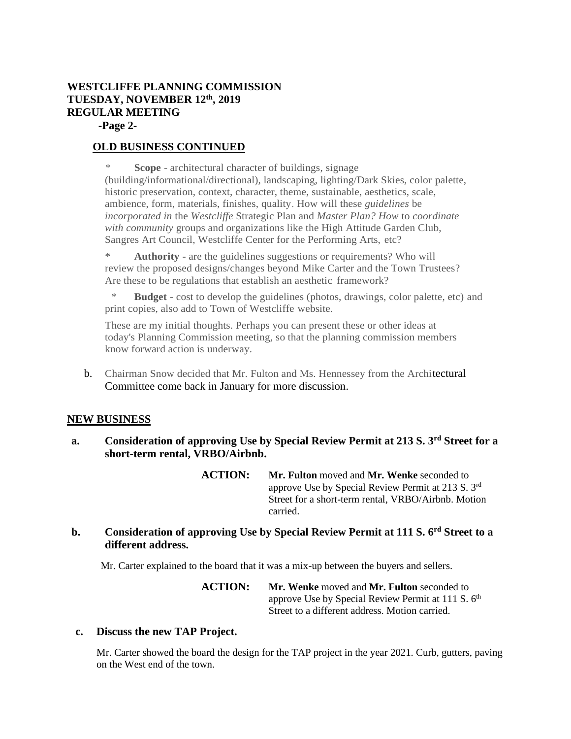**WESTCLIFFE PLANNING COMMISSION**
**TUESDAY, NOVEMBER 12th, 2019**
**REGULAR MEETING**
**-Page 2-**

## OLD BUSINESS CONTINUED

\* **Scope** - architectural character of buildings, signage (building/informational/directional), landscaping, lighting/Dark Skies, color palette, historic preservation, context, character, theme, sustainable, aesthetics, scale, ambience, form, materials, finishes, quality. How will these *guidelines* be *incorporated in* the *Westcliffe* Strategic Plan and *Master Plan? How* to *coordinate with community* groups and organizations like the High Attitude Garden Club, Sangres Art Council, Westcliffe Center for the Performing Arts, etc?

\* **Authority** - are the guidelines suggestions or requirements? Who will review the proposed designs/changes beyond Mike Carter and the Town Trustees? Are these to be regulations that establish an aesthetic framework?

\* **Budget** - cost to develop the guidelines (photos, drawings, color palette, etc) and print copies, also add to Town of Westcliffe website.

These are my initial thoughts. Perhaps you can present these or other ideas at today's Planning Commission meeting, so that the planning commission members know forward action is underway.

b. Chairman Snow decided that Mr. Fulton and Ms. Hennessey from the Architectural Committee come back in January for more discussion.

## NEW BUSINESS

**a. Consideration of approving Use by Special Review Permit at 213 S. 3rd Street for a short-term rental, VRBO/Airbnb.**

**ACTION:** **Mr. Fulton** moved and **Mr. Wenke** seconded to approve Use by Special Review Permit at 213 S. 3rd Street for a short-term rental, VRBO/Airbnb. Motion carried.

**b. Consideration of approving Use by Special Review Permit at 111 S. 6rd Street to a different address.**

Mr. Carter explained to the board that it was a mix-up between the buyers and sellers.

**ACTION:** **Mr. Wenke** moved and **Mr. Fulton** seconded to approve Use by Special Review Permit at 111 S. 6th Street to a different address. Motion carried.

**c. Discuss the new TAP Project.**

Mr. Carter showed the board the design for the TAP project in the year 2021. Curb, gutters, paving on the West end of the town.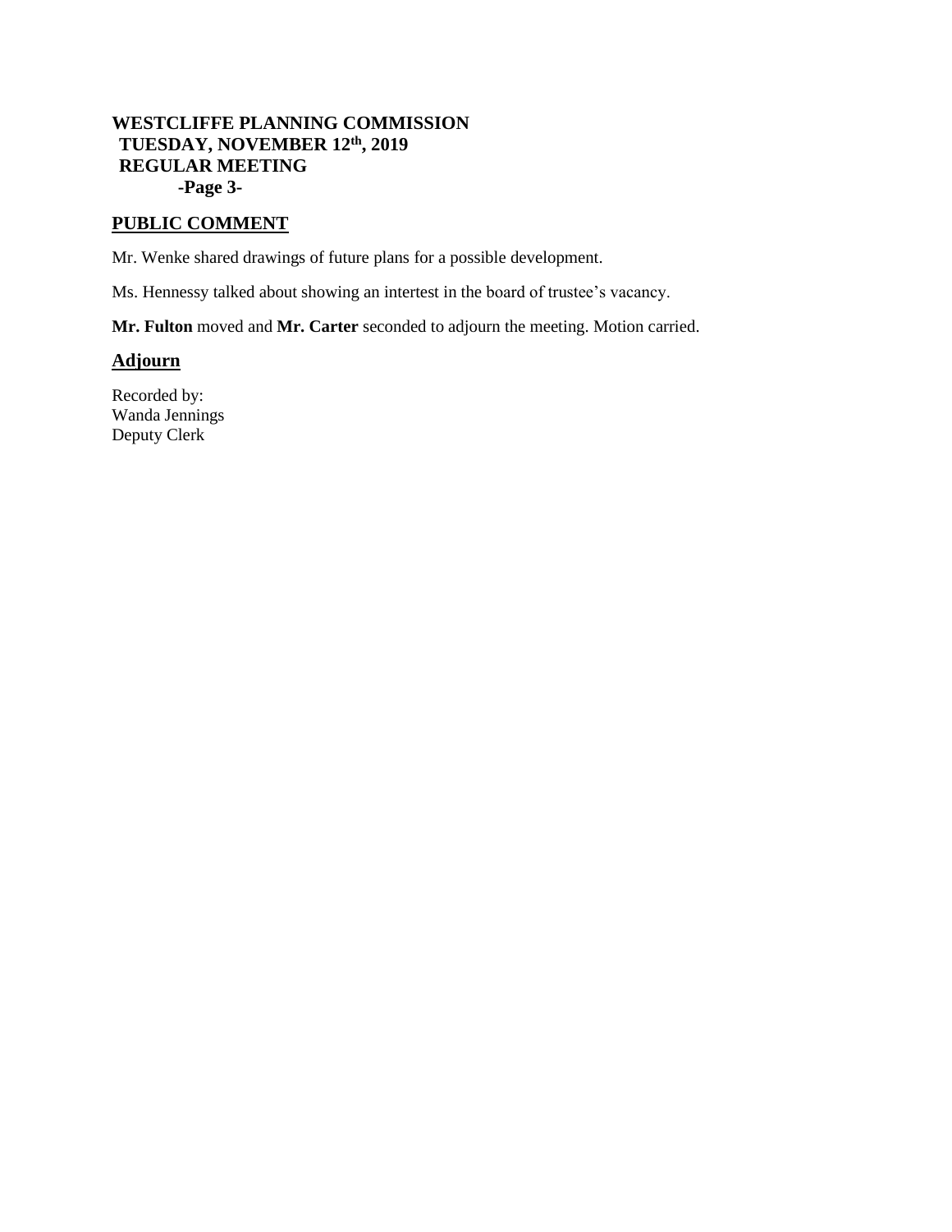**WESTCLIFFE PLANNING COMMISSION**
**TUESDAY, NOVEMBER 12th, 2019**
**REGULAR MEETING**

## PUBLIC COMMENT

Mr. Wenke shared drawings of future plans for a possible development.

Ms. Hennessy talked about showing an intertest in the board of trustee's vacancy.

**Mr. Fulton** moved and **Mr. Carter** seconded to adjourn the meeting. Motion carried.

## Adjourn

Recorded by:
Wanda Jennings
Deputy Clerk